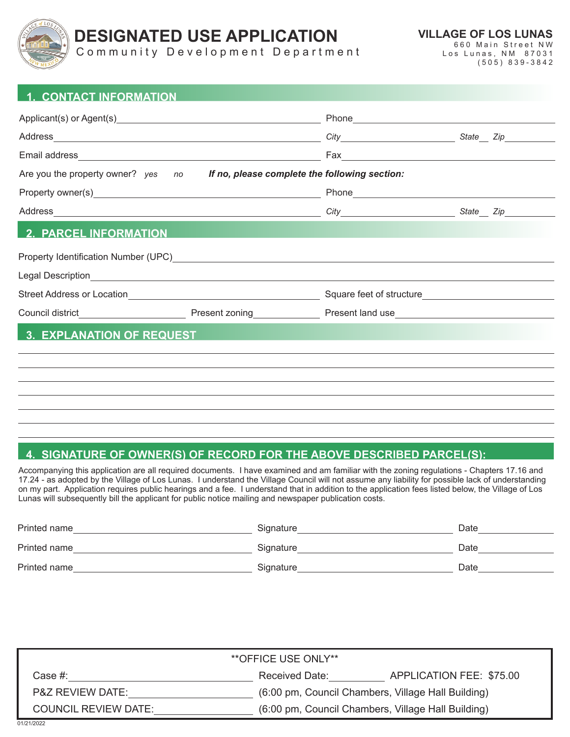# DESIGNATED USE APPLICATION

Community Development Department

**VILLAGE OF LOS LUNAS**
660 Main Street NW
Los Lunas, NM 87031
(505) 839-3842

## 1. CONTACT INFORMATION

Applicant(s) or Agent(s)\_\_\_\_\_\_\_\_\_\_\_\_\_\_\_\_\_\_\_\_ Phone\_\_\_\_\_\_\_\_\_\_\_\_\_\_\_\_\_\_\_\_

Address\_\_\_\_\_\_\_\_\_\_\_\_\_\_\_\_\_\_\_\_ *City*\_\_\_\_\_\_\_\_\_\_ *State*\_\_ *Zip*\_\_\_\_\_\_

Email address\_\_\_\_\_\_\_\_\_\_\_\_\_\_\_\_\_\_\_\_ Fax\_\_\_\_\_\_\_\_\_\_\_\_\_\_\_\_\_\_\_\_

Are you the property owner? *yes* *no* ***If no, please complete the following section:***

Property owner(s)\_\_\_\_\_\_\_\_\_\_\_\_\_\_\_\_\_\_\_\_ Phone\_\_\_\_\_\_\_\_\_\_\_\_\_\_\_\_\_\_\_\_

Address\_\_\_\_\_\_\_\_\_\_\_\_\_\_\_\_\_\_\_\_ *City*\_\_\_\_\_\_\_\_\_\_ *State*\_\_ *Zip*\_\_\_\_\_\_

## 2. PARCEL INFORMATION

Property Identification Number (UPC)\_\_\_\_\_\_\_\_\_\_\_\_\_\_\_\_\_\_\_\_

Legal Description\_\_\_\_\_\_\_\_\_\_\_\_\_\_\_\_\_\_\_\_

Street Address or Location\_\_\_\_\_\_\_\_\_\_\_\_\_\_\_\_\_\_\_\_ Square feet of structure\_\_\_\_\_\_\_\_\_\_\_\_\_\_\_\_\_\_\_\_

Council district\_\_\_\_\_\_\_\_\_\_ Present zoning\_\_\_\_\_\_\_\_\_\_ Present land use\_\_\_\_\_\_\_\_\_\_\_\_\_\_\_\_\_\_\_\_

## 3. EXPLANATION OF REQUEST

\_\_\_\_\_\_\_\_\_\_\_\_\_\_\_\_\_\_\_\_\_\_\_\_\_\_\_\_\_\_\_\_\_\_\_\_\_\_\_\_

\_\_\_\_\_\_\_\_\_\_\_\_\_\_\_\_\_\_\_\_\_\_\_\_\_\_\_\_\_\_\_\_\_\_\_\_\_\_\_\_

\_\_\_\_\_\_\_\_\_\_\_\_\_\_\_\_\_\_\_\_\_\_\_\_\_\_\_\_\_\_\_\_\_\_\_\_\_\_\_\_

\_\_\_\_\_\_\_\_\_\_\_\_\_\_\_\_\_\_\_\_\_\_\_\_\_\_\_\_\_\_\_\_\_\_\_\_\_\_\_\_

\_\_\_\_\_\_\_\_\_\_\_\_\_\_\_\_\_\_\_\_\_\_\_\_\_\_\_\_\_\_\_\_\_\_\_\_\_\_\_\_

\_\_\_\_\_\_\_\_\_\_\_\_\_\_\_\_\_\_\_\_\_\_\_\_\_\_\_\_\_\_\_\_\_\_\_\_\_\_\_\_

\_\_\_\_\_\_\_\_\_\_\_\_\_\_\_\_\_\_\_\_\_\_\_\_\_\_\_\_\_\_\_\_\_\_\_\_\_\_\_\_

## 4. SIGNATURE OF OWNER(S) OF RECORD FOR THE ABOVE DESCRIBED PARCEL(S):

Accompanying this application are all required documents. I have examined and am familiar with the zoning regulations - Chapters 17.16 and 17.24 - as adopted by the Village of Los Lunas. I understand the Village Council will not assume any liability for possible lack of understanding on my part. Application requires public hearings and a fee. I understand that in addition to the application fees listed below, the Village of Los Lunas will subsequently bill the applicant for public notice mailing and newspaper publication costs.

Printed name\_\_\_\_\_\_\_\_\_\_\_\_\_\_\_\_\_\_\_\_ Signature\_\_\_\_\_\_\_\_\_\_\_\_\_\_\_\_\_\_\_\_ Date\_\_\_\_\_\_\_\_\_\_

Printed name\_\_\_\_\_\_\_\_\_\_\_\_\_\_\_\_\_\_\_\_ Signature\_\_\_\_\_\_\_\_\_\_\_\_\_\_\_\_\_\_\_\_ Date\_\_\_\_\_\_\_\_\_\_

Printed name\_\_\_\_\_\_\_\_\_\_\_\_\_\_\_\_\_\_\_\_ Signature\_\_\_\_\_\_\_\_\_\_\_\_\_\_\_\_\_\_\_\_ Date\_\_\_\_\_\_\_\_\_\_

---

**OFFICE USE ONLY**

Case #:\_\_\_\_\_\_\_\_\_\_\_\_\_\_\_\_\_\_\_\_ Received Date:\_\_\_\_\_\_\_\_\_\_ APPLICATION FEE: $75.00

P&Z REVIEW DATE:\_\_\_\_\_\_\_\_\_\_\_\_\_\_\_\_\_\_\_\_ (6:00 pm, Council Chambers, Village Hall Building)

COUNCIL REVIEW DATE:\_\_\_\_\_\_\_\_\_\_\_\_\_\_\_\_\_\_\_\_ (6:00 pm, Council Chambers, Village Hall Building)

01/21/2022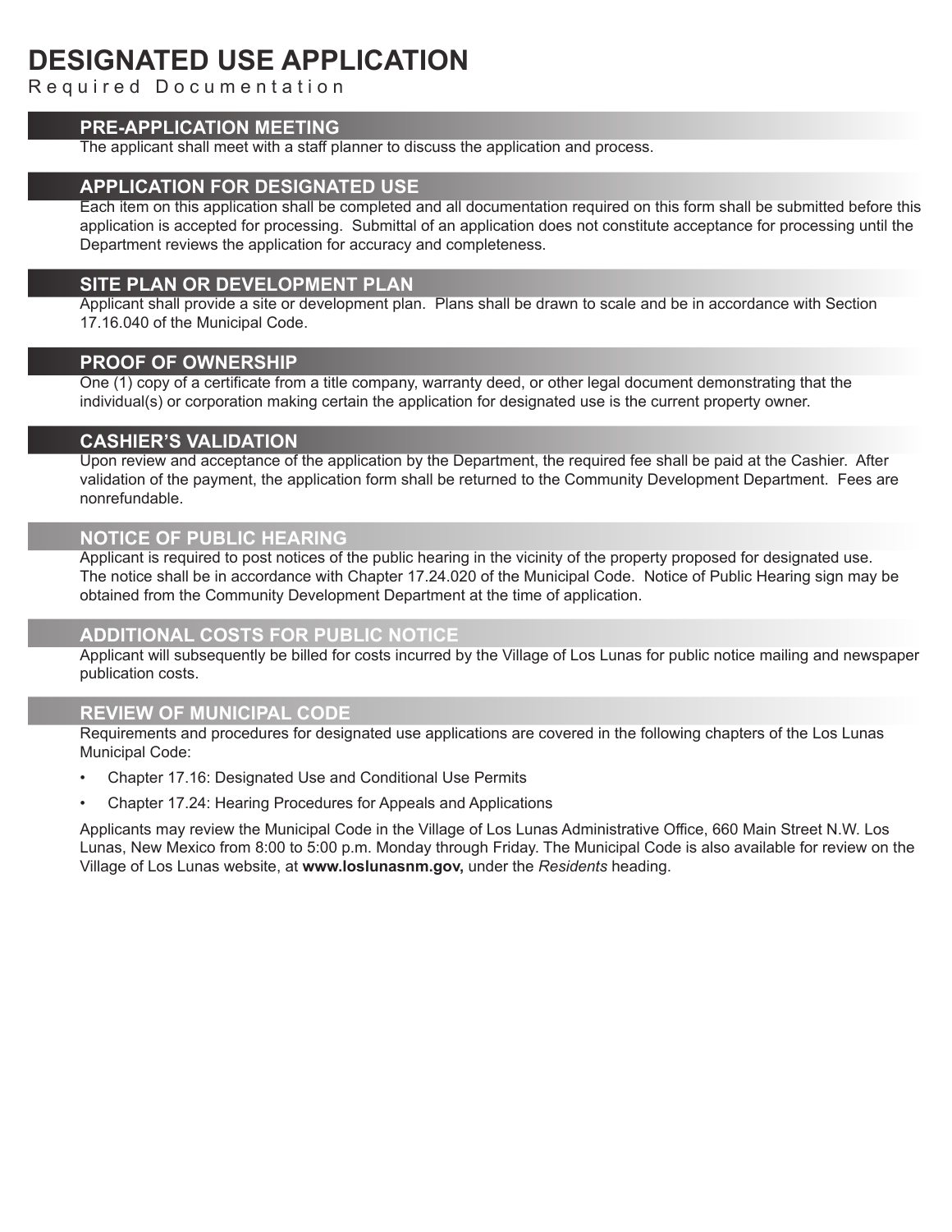# DESIGNATED USE APPLICATION

Required Documentation

## PRE-APPLICATION MEETING

The applicant shall meet with a staff planner to discuss the application and process.

## APPLICATION FOR DESIGNATED USE

Each item on this application shall be completed and all documentation required on this form shall be submitted before this application is accepted for processing. Submittal of an application does not constitute acceptance for processing until the Department reviews the application for accuracy and completeness.

## SITE PLAN OR DEVELOPMENT PLAN

Applicant shall provide a site or development plan. Plans shall be drawn to scale and be in accordance with Section 17.16.040 of the Municipal Code.

## PROOF OF OWNERSHIP

One (1) copy of a certificate from a title company, warranty deed, or other legal document demonstrating that the individual(s) or corporation making certain the application for designated use is the current property owner.

## CASHIER'S VALIDATION

Upon review and acceptance of the application by the Department, the required fee shall be paid at the Cashier. After validation of the payment, the application form shall be returned to the Community Development Department. Fees are nonrefundable.

## NOTICE OF PUBLIC HEARING

Applicant is required to post notices of the public hearing in the vicinity of the property proposed for designated use. The notice shall be in accordance with Chapter 17.24.020 of the Municipal Code. Notice of Public Hearing sign may be obtained from the Community Development Department at the time of application.

## ADDITIONAL COSTS FOR PUBLIC NOTICE

Applicant will subsequently be billed for costs incurred by the Village of Los Lunas for public notice mailing and newspaper publication costs.

## REVIEW OF MUNICIPAL CODE

Requirements and procedures for designated use applications are covered in the following chapters of the Los Lunas Municipal Code:

- Chapter 17.16: Designated Use and Conditional Use Permits
- Chapter 17.24: Hearing Procedures for Appeals and Applications

Applicants may review the Municipal Code in the Village of Los Lunas Administrative Office, 660 Main Street N.W. Los Lunas, New Mexico from 8:00 to 5:00 p.m. Monday through Friday. The Municipal Code is also available for review on the Village of Los Lunas website, at **www.loslunasnm.gov,** under the *Residents* heading.